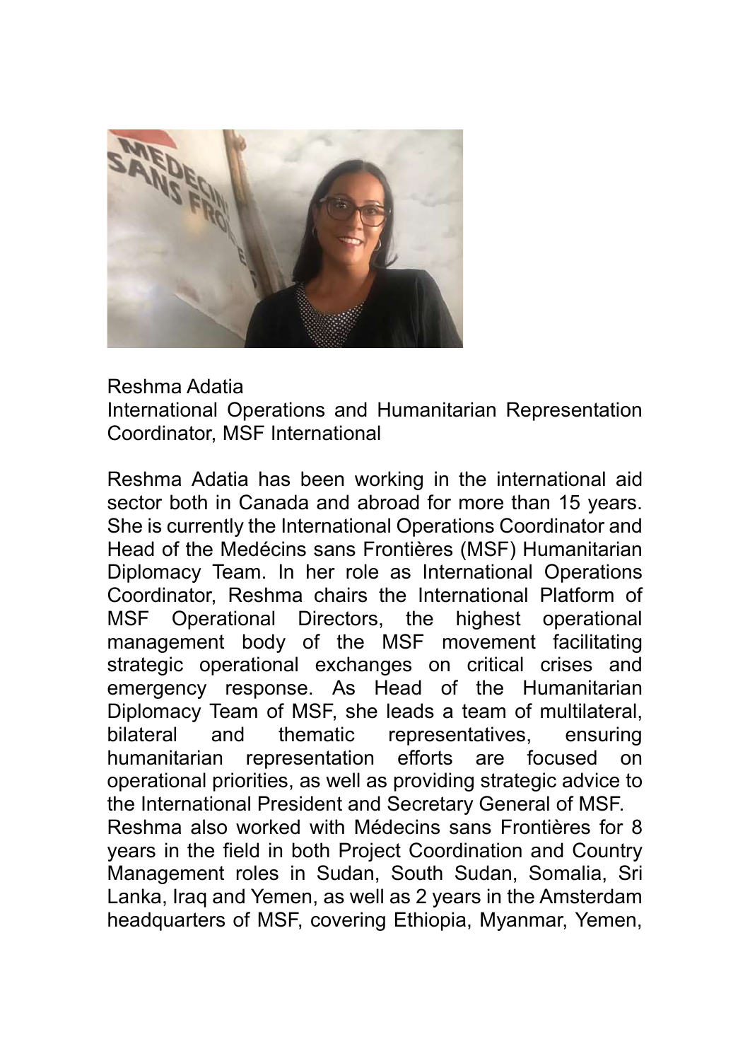Reshma Adatia
International Operations and Humanitarian Representation Coordinator, MSF International

Reshma Adatia has been working in the international aid sector both in Canada and abroad for more than 15 years. She is currently the International Operations Coordinator and Head of the Medécins sans Frontières (MSF) Humanitarian Diplomacy Team. In her role as International Operations Coordinator, Reshma chairs the International Platform of MSF Operational Directors, the highest operational management body of the MSF movement facilitating strategic operational exchanges on critical crises and emergency response. As Head of the Humanitarian Diplomacy Team of MSF, she leads a team of multilateral, bilateral and thematic representatives, ensuring humanitarian representation efforts are focused on operational priorities, as well as providing strategic advice to the International President and Secretary General of MSF.
Reshma also worked with Médecins sans Frontières for 8 years in the field in both Project Coordination and Country Management roles in Sudan, South Sudan, Somalia, Sri Lanka, Iraq and Yemen, as well as 2 years in the Amsterdam headquarters of MSF, covering Ethiopia, Myanmar, Yemen,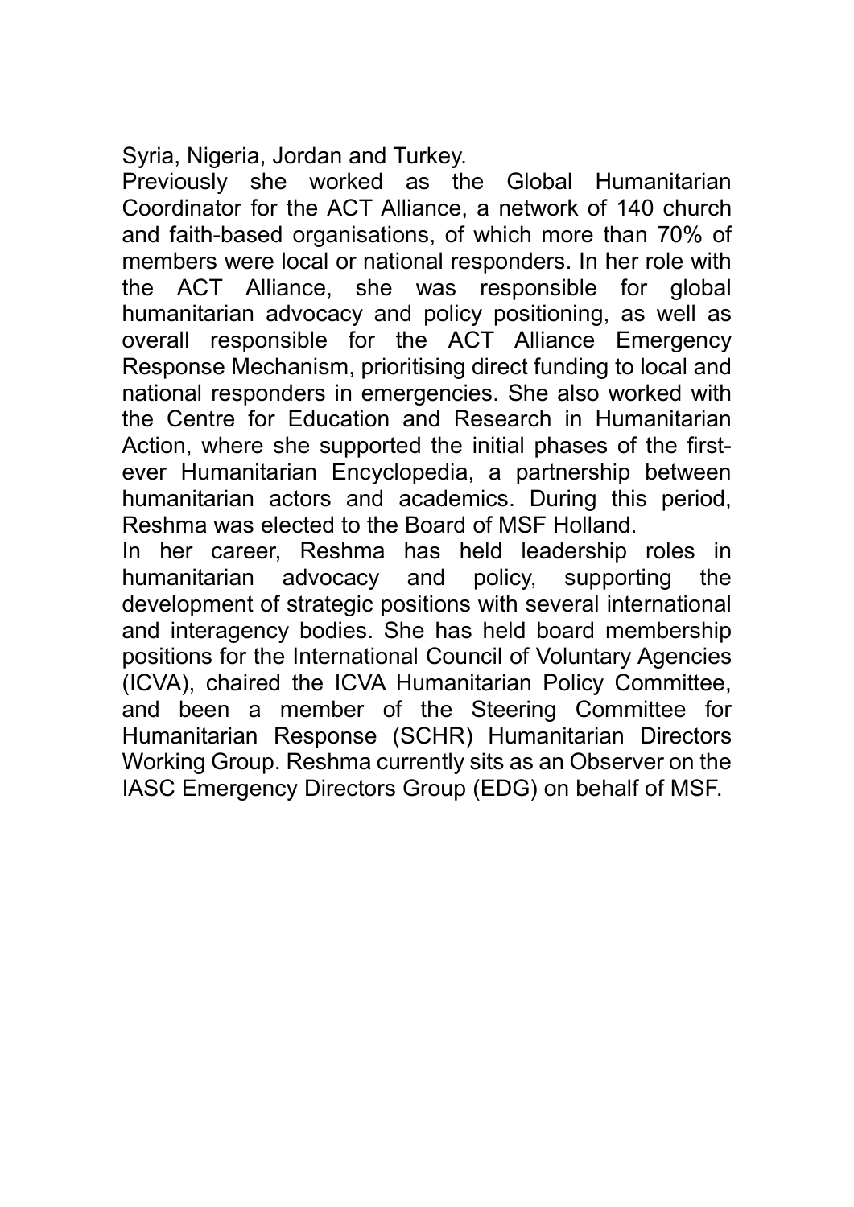Syria, Nigeria, Jordan and Turkey.

Previously she worked as the Global Humanitarian Coordinator for the ACT Alliance, a network of 140 church and faith-based organisations, of which more than 70% of members were local or national responders. In her role with the ACT Alliance, she was responsible for global humanitarian advocacy and policy positioning, as well as overall responsible for the ACT Alliance Emergency Response Mechanism, prioritising direct funding to local and national responders in emergencies. She also worked with the Centre for Education and Research in Humanitarian Action, where she supported the initial phases of the first-ever Humanitarian Encyclopedia, a partnership between humanitarian actors and academics. During this period, Reshma was elected to the Board of MSF Holland.

In her career, Reshma has held leadership roles in humanitarian advocacy and policy, supporting the development of strategic positions with several international and interagency bodies. She has held board membership positions for the International Council of Voluntary Agencies (ICVA), chaired the ICVA Humanitarian Policy Committee, and been a member of the Steering Committee for Humanitarian Response (SCHR) Humanitarian Directors Working Group. Reshma currently sits as an Observer on the IASC Emergency Directors Group (EDG) on behalf of MSF.